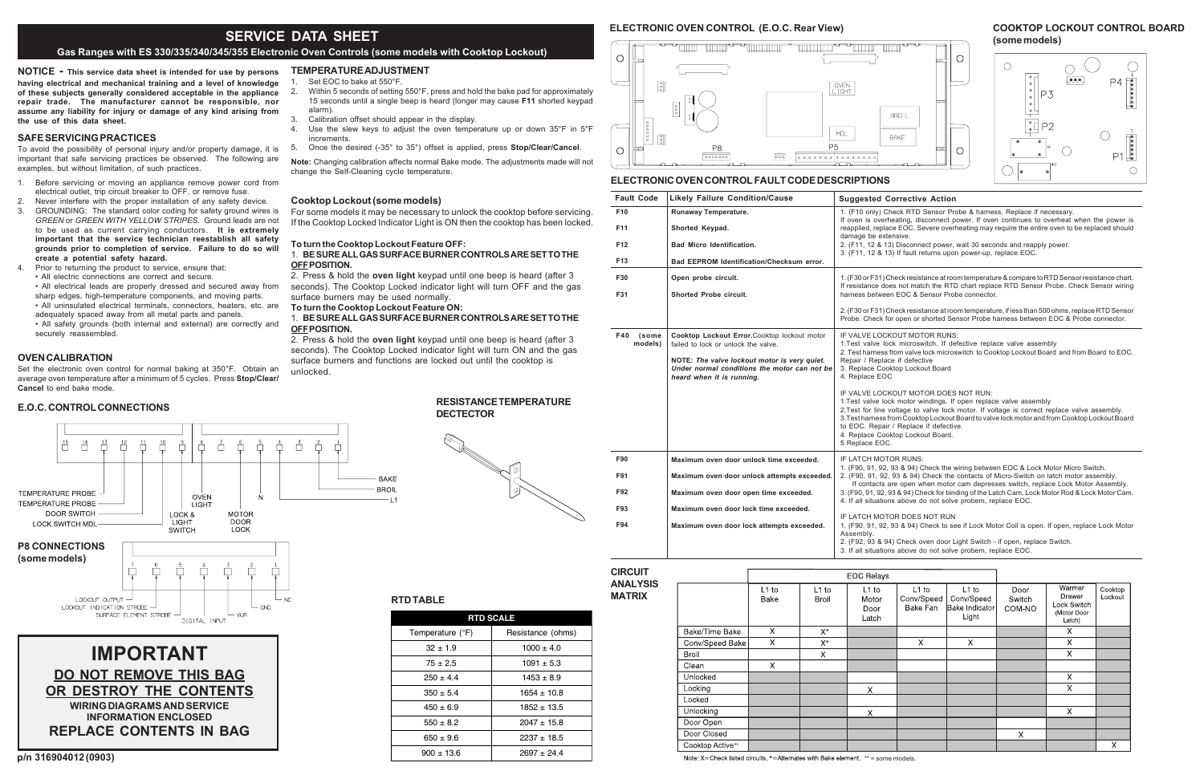# SERVICE DATA SHEET

**Gas Ranges with ES 330/335/340/345/355 Electronic Oven Controls (some models with Cooktop Lockout)**

**NOTICE - This service data sheet is intended for use by persons having electrical and mechanical training and a level of knowledge of these subjects generally considered acceptable in the appliance repair trade. The manufacturer cannot be responsible, nor assume any liability for injury or damage of any kind arising from the use of this data sheet.**

## SAFE SERVICING PRACTICES

To avoid the possibility of personal injury and/or property damage, it is important that safe servicing practices be observed. The following are examples, but without limitation, of such practices.

1. Before servicing or moving an appliance remove power cord from electrical outlet, trip circuit breaker to OFF, or remove fuse.
2. Never interfere with the proper installation of any safety device.
3. GROUNDING: The standard color coding for safety ground wires is *GREEN* or *GREEN WITH YELLOW STRIPES*. Ground leads are not to be used as current carrying conductors. **It is extremely important that the service technician reestablish all safety grounds prior to completion of service. Failure to do so will create a potential safety hazard.**
4. Prior to returning the product to service, ensure that:
   - All electric connections are correct and secure.
   - All electrical leads are properly dressed and secured away from sharp edges, high-temperature components, and moving parts.
   - All uninsulated electrical terminals, connectors, heaters, etc. are adequately spaced away from all metal parts and panels.
   - All safety grounds (both internal and external) are correctly and securely reassembled.

## OVEN CALIBRATION

Set the electronic oven control for normal baking at 350°F. Obtain an average oven temperature after a minimum of 5 cycles. Press **Stop/Clear/Cancel** to end bake mode.

## E.O.C. CONTROL CONNECTIONS

Pins 15 through 1. Labels: TEMPERATURE PROBE, TEMPERATURE PROBE, DOOR SWITCH, LOCK SWITCH MDL, LOCK & LIGHT SWITCH, OVEN LIGHT, N, MOTOR DOOR LOCK, BAKE, BROIL, L1

## P8 CONNECTIONS (some models)

Pins 7 through 1. Labels: LOCKOUT OUTPUT, LOCKOUT INDICATION STROBE, SURFACE ELEMENT STROBE, DIGITAL INPUT, VUR, GND, NC

# IMPORTANT

## DO NOT REMOVE THIS BAG OR DESTROY THE CONTENTS

**WIRING DIAGRAMS AND SERVICE INFORMATION ENCLOSED**

## REPLACE CONTENTS IN BAG

**p/n 316904012 (0903)**

## TEMPERATURE ADJUSTMENT

1. Set EOC to bake at 550°F.
2. Within 5 seconds of setting 550°F, press and hold the bake pad for approximately 15 seconds until a single beep is heard (longer may cause **F11** shorted keypad alarm).
3. Calibration offset should appear in the display.
4. Use the slew keys to adjust the oven temperature up or down 35°F in 5°F increments.
5. Once the desired (-35° to 35°) offset is applied, press **Stop/Clear/Cancel**.

**Note:** Changing calibration affects normal Bake mode. The adjustments made will not change the Self-Cleaning cycle temperature.

## Cooktop Lockout (some models)

For some models it may be necessary to unlock the cooktop before servicing. If the Cooktop Locked Indicator Light is ON then the cooktop has been locked.

**To turn the Cooktop Lockout Feature OFF:**

1. **BE SURE ALL GAS SURFACE BURNER CONTROLS ARE SET TO THE OFF POSITION.**
2. Press & hold the **oven light** keypad until one beep is heard (after 3 seconds). The Cooktop Locked indicator light will turn OFF and the gas surface burners may be used normally.

**To turn the Cooktop Lockout Feature ON:**

1. **BE SURE ALL GAS SURFACE BURNER CONTROLS ARE SET TO THE OFF POSITION.**
2. Press & hold the **oven light** keypad until one beep is heard (after 3 seconds). The Cooktop Locked indicator light will turn ON and the gas surface burners and functions are locked out until the cooktop is unlocked.

## RESISTANCE TEMPERATURE DECTECTOR

## RTD TABLE

| RTD SCALE | |
|---|---|
| Temperature (°F) | Resistance (ohms) |
| 32 ± 1.9 | 1000 ± 4.0 |
| 75 ± 2.5 | 1091 ± 5.3 |
| 250 ± 4.4 | 1453 ± 8.9 |
| 350 ± 5.4 | 1654 ± 10.8 |
| 450 ± 6.9 | 1852 ± 13.5 |
| 550 ± 8.2 | 2047 ± 15.8 |
| 650 ± 9.6 | 2237 ± 18.5 |
| 900 ± 13.6 | 2697 ± 24.4 |

## ELECTRONIC OVEN CONTROL (E.O.C. Rear View)

Labels: OVEN LIGHT, BROIL, MDL, BAKE, P8, P5

## COOKTOP LOCKOUT CONTROL BOARD (some models)

Labels: P4, P3, P2, P1

## ELECTRONIC OVEN CONTROL FAULT CODE DESCRIPTIONS

| Fault Code | Likely Failure Condition/Cause | Suggested Corrective Action |
|---|---|---|
| F10 | Runaway Temperature. | 1. (F10 only) Check RTD Sensor Probe & harness. Replace if necessary. If oven is overheating, disconnect power. If oven continues to overheat when the power is reapplied, replace EOC. Severe overheating may require the entire oven to be replaced should damage be extensive. |
| F11 | Shorted Keypad. | 2. (F11, 12 & 13) Disconnect power, wait 30 seconds and reapply power. |
| F12 | Bad Micro Identification. | 3. (F11, 12 & 13) If fault returns upon power-up, replace EOC. |
| F13 | Bad EEPROM Identification/Checksum error. | |
| F30 | Open probe circuit. | 1. (F30 or F31) Check resistance at room temperature & compare to RTD Sensor resistance chart. If resistance does not match the RTD chart replace RTD Sensor Probe. Check Sensor wiring harness between EOC & Sensor Probe connector. |
| F31 | Shorted Probe circuit. | 2. (F30 or F31) Check resistance at room temperature, if less than 500 ohms, replace RTD Sensor Probe. Check for open or shorted Sensor Probe harness between EOC & Probe connector. |
| F40 (some models) | **Cooktop Lockout Error.** Cooktop lockout motor failed to lock or unlock the valve. **NOTE: *The valve lockout motor is very quiet. Under normal conditions the motor can not be heard when it is running.*** | IF VALVE LOCKOUT MOTOR RUNS: 1. Test valve lock microswitch. If defective replace valve assembly 2. Test harness from valve lock microswitch to Cooktop Lockout Board and from Board to EOC. Repair / Replace if defective 3. Replace Cooktop Lockout Board 4. Replace EOC<br>IF VALVE LOCKOUT MOTOR DOES NOT RUN: 1. Test valve lock motor windings. If open replace valve assembly 2. Test for line voltage to valve lock motor. If voltage is correct replace valve assembly. 3. Test harness from Cooktop Lockout Board to valve lock motor and from Cooktop Lockout Board to EOC. Repair / Replace if defective. 4. Replace Cooktop Lockout Board. 5 Replace EOC. |
| F90 | Maximum oven door unlock time exceeded. | IF LATCH MOTOR RUNS: 1. (F90, 91, 92, 93 & 94) Check the wiring between EOC & Lock Motor Micro Switch. |
| F91 | Maximum oven door unlock attempts exceeded. | 2. (F90, 91, 92, 93 & 94) Check the contacts of Micro-Switch on latch motor assembly. If contacts are open when motor cam depresses switch, replace Lock Motor Assembly. |
| F92 | Maximum oven door open time exceeded. | 3. (F90, 91, 92, 93 & 94) Check for binding of the Latch Cam, Lock Motor Rod & Lock Motor Cam. 4. If all situations above do not solve probem, replace EOC. |
| F93 | Maximum oven door lock time exceeded. | IF LATCH MOTOR DOES NOT RUN |
| F94 | Maximum oven door lock attempts exceeded. | 1. (F90, 91, 92, 93 & 94) Check to see if Lock Motor Coil is open. If open, replace Lock Motor Assembly. 2. (F92, 93 & 94) Check oven door Light Switch - if open, replace Switch. 3. If all situations above do not solve probem, replace EOC. |

## CIRCUIT ANALYSIS MATRIX

| | EOC Relays | | | | | | | |
|---|---|---|---|---|---|---|---|---|
| | L1 to Bake | L1 to Broil | L1 to Motor Door Latch | L1 to Conv/Speed Bake Fan | L1 to Conv/Speed Bake Indicator Light | Door Switch COM-NO | Warmer Drawer Lock Switch (Motor Door Latch) | Cooktop Lockout |
| Bake/Time Bake | X | X* | | | | | X | |
| Conv/Speed Bake | X | X* | | X | X | | X | |
| Broil | | X | | | | | X | |
| Clean | X | | | | | | | |
| Unlocked | | | | | | | X | |
| Locking | | | X | | | | X | |
| Locked | | | | | | | | |
| Unlocking | | | X | | | | X | |
| Door Open | | | | | | | | |
| Door Closed | | | | | | X | | |
| Cooktop Active** | | | | | | | | X |

Note: X=Check listed circuits. *=Alternates with Bake element. ** = some models.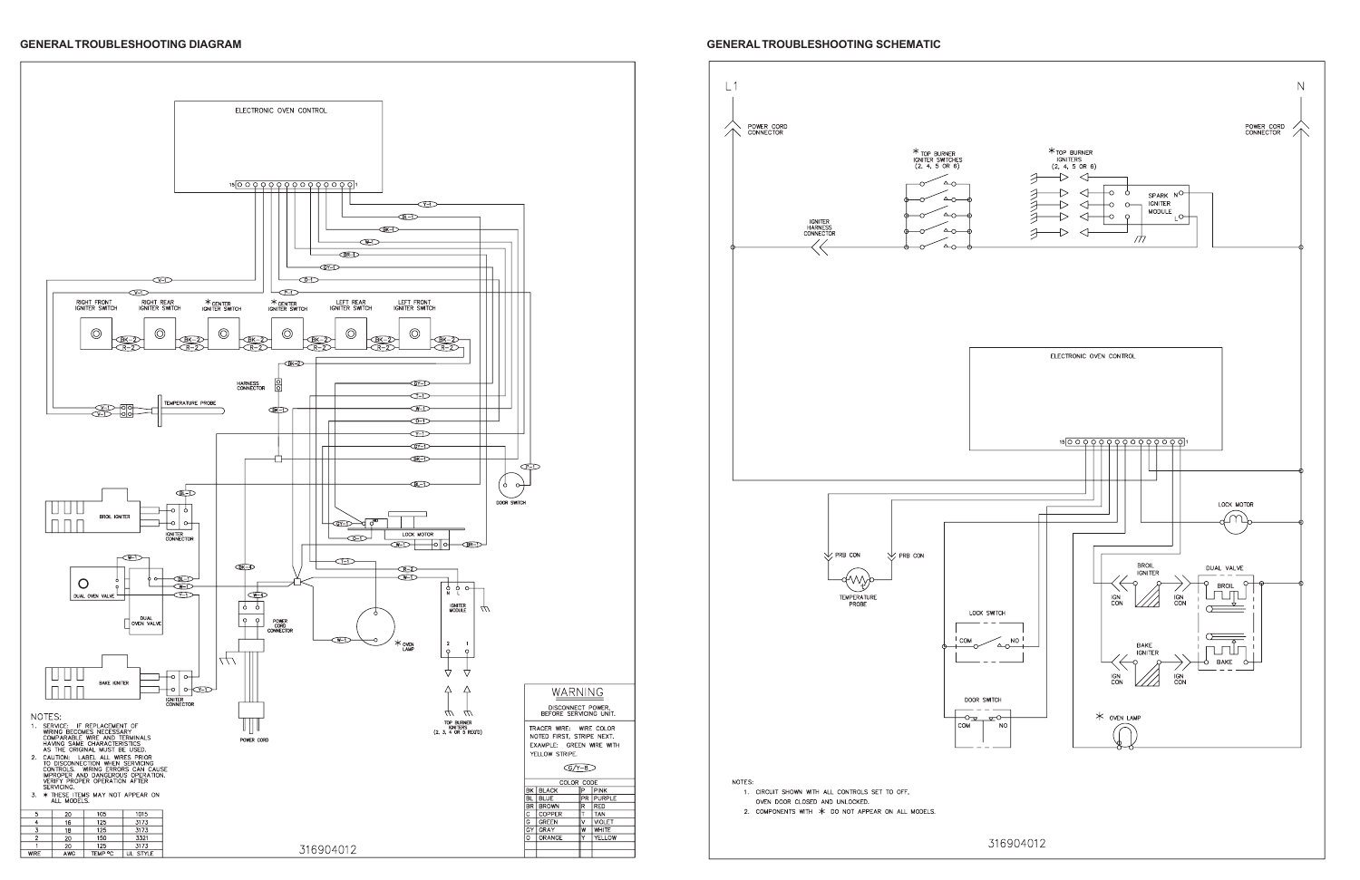## GENERAL TROUBLESHOOTING DIAGRAM

ELECTRONIC OVEN CONTROL

RIGHT FRONT IGNITER SWITCH

RIGHT REAR IGNITER SWITCH

*CENTER IGNITER SWITCH

*CENTER IGNITER SWITCH

LEFT REAR IGNITER SWITCH

LEFT FRONT IGNITER SWITCH

HARNESS CONNECTOR

TEMPERATURE PROBE

DOOR SWITCH

BROIL IGNITER

IGNITER CONNECTOR

LOCK MOTOR

DUAL OVEN VALVE

DUAL OVEN VALVE

POWER CORD CONNECTOR

*OVEN LAMP

IGNITER MODULE

TOP BURNER IGNITERS (2, 3, 4 OR 5 REQ'D)

BAKE IGNITER

IGNITER CONNECTOR

POWER CORD

NOTES:

1. SERVICE: IF REPLACEMENT OF WIRING BECOMES NECESSARY COMPARABLE WIRE AND TERMINALS HAVING SAME CHARACTERISTICS AS THE ORIGINAL MUST BE USED.
2. CAUTION: LABEL ALL WIRES PRIOR TO DISCONNECTION WHEN SERVICING CONTROLS. WIRING ERRORS CAN CAUSE IMPROPER AND DANGEROUS OPERATION. VERIFY PROPER OPERATION AFTER SERVICING.
3. * THESE ITEMS MAY NOT APPEAR ON ALL MODELS.

| WIRE | AWG | TEMP °C | UL STYLE |
|---|---|---|---|
| 5 | 20 | 105 | 1015 |
| 4 | 16 | 125 | 3173 |
| 3 | 18 | 125 | 3173 |
| 2 | 20 | 150 | 3321 |
| 1 | 20 | 125 | 3173 |

WARNING

DISCONNECT POWER, BEFORE SERVICING UNIT.

TRACER WIRE: WIRE COLOR NOTED FIRST, STRIPE NEXT. EXAMPLE: GREEN WIRE WITH YELLOW STRIPE.

G/Y-B

COLOR CODE

| | | | |
|---|---|---|---|
| BK | BLACK | P | PINK |
| BL | BLUE | PR | PURPLE |
| BR | BROWN | R | RED |
| C | COPPER | T | TAN |
| G | GREEN | V | VIOLET |
| GY | GRAY | W | WHITE |
| O | ORANGE | Y | YELLOW |

316904012

## GENERAL TROUBLESHOOTING SCHEMATIC

L1

N

POWER CORD CONNECTOR

POWER CORD CONNECTOR

* TOP BURNER IGNITER SWITCHES (2, 4, 5 OR 6)

* TOP BURNER IGNITERS (2, 4, 5 OR 6)

SPARK IGNITER MODULE

IGNITER HARNESS CONNECTOR

ELECTRONIC OVEN CONTROL

LOCK MOTOR

PRB CON

PRB CON

TEMPERATURE PROBE

BROIL IGNITER

DUAL VALVE

BROIL

BAKE IGNITER

BAKE

IGN CON

LOCK SWITCH

COM

NO

DOOR SWITCH

COM

NO

* OVEN LAMP

NOTES:

1. CIRCUIT SHOWN WITH ALL CONTROLS SET TO OFF, OVEN DOOR CLOSED AND UNLOCKED.
2. COMPONENTS WITH * DO NOT APPEAR ON ALL MODELS.

316904012